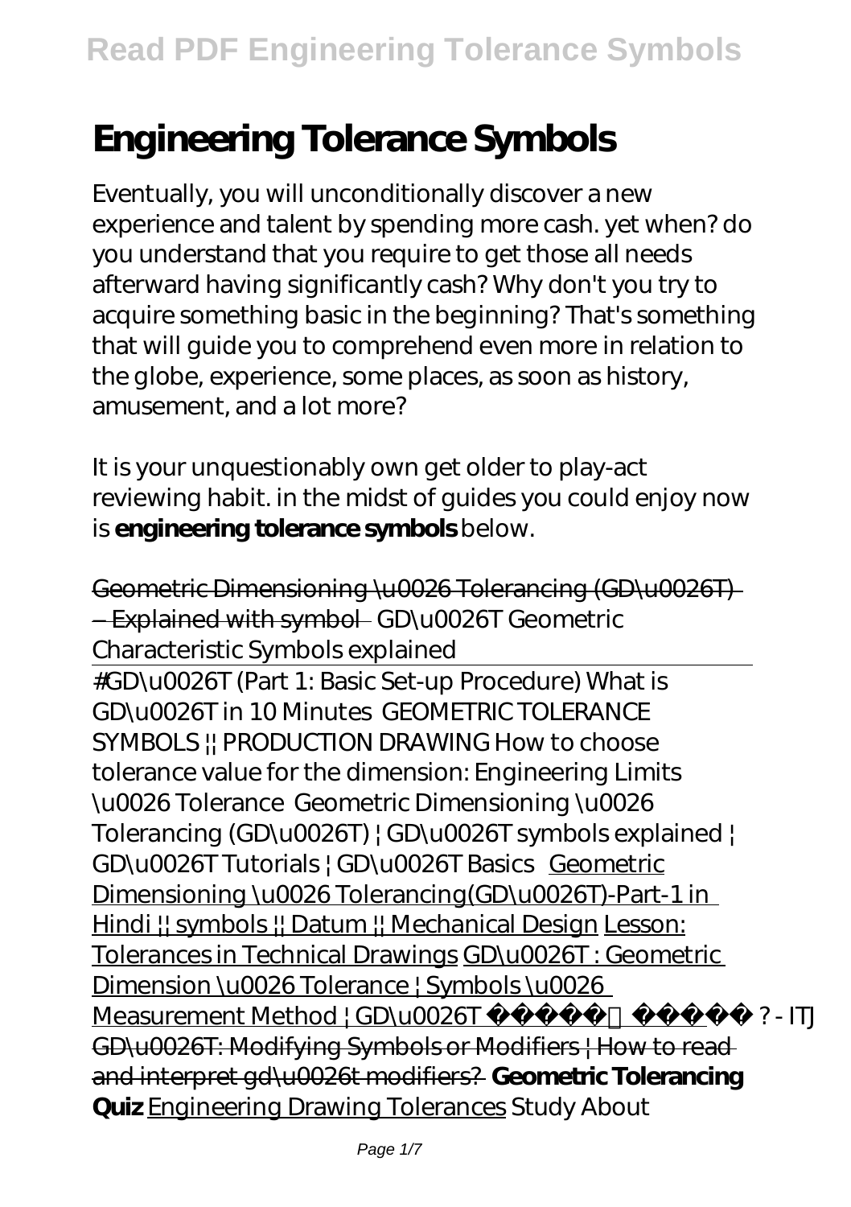# Engineering Tolerance Symbols

Eventually, you will unconditionally discover a new experience and talent by spending more cash. yet when? do you understand that you require to get those all needs afterward having significantly cash? Why don't you try to acquire something basic in the beginning? That's something that will guide you to comprehend even more in relation to the globe, experience, some places, as soon as history, amusement, and a lot more?

It is your unquestionably own get older to play-act reviewing habit. in the midst of guides you could enjoy now is **engineering tolerance symbols** below.

Geometric Dimensioning \u0026 Tolerancing (GD\u0026T) – Explained with symbol GD\u0026T Geometric Characteristic Symbols explained

#GD\u0026T (Part 1: Basic Set-up Procedure) What is GD\u0026T in 10 Minutes GEOMETRIC TOLERANCE SYMBOLS || PRODUCTION DRAWING How to choose tolerance value for the dimension: Engineering Limits \u0026 Tolerance Geometric Dimensioning \u0026 Tolerancing (GD\u0026T) | GD\u0026T symbols explained | GD\u0026T Tutorials | GD\u0026T Basics Geometric Dimensioning \u0026 Tolerancing(GD\u0026T)-Part-1 in Hindi || symbols || Datum || Mechanical Design Lesson: Tolerances in Technical Drawings GD\u0026T : Geometric Dimension \u0026 Tolerance | Symbols \u0026 Measurement Method | GD\u0026T ? - ITJ GD\u0026T: Modifying Symbols or Modifiers | How to read and interpret gd\u0026t modifiers? **Geometric Tolerancing Quiz** Engineering Drawing Tolerances Study About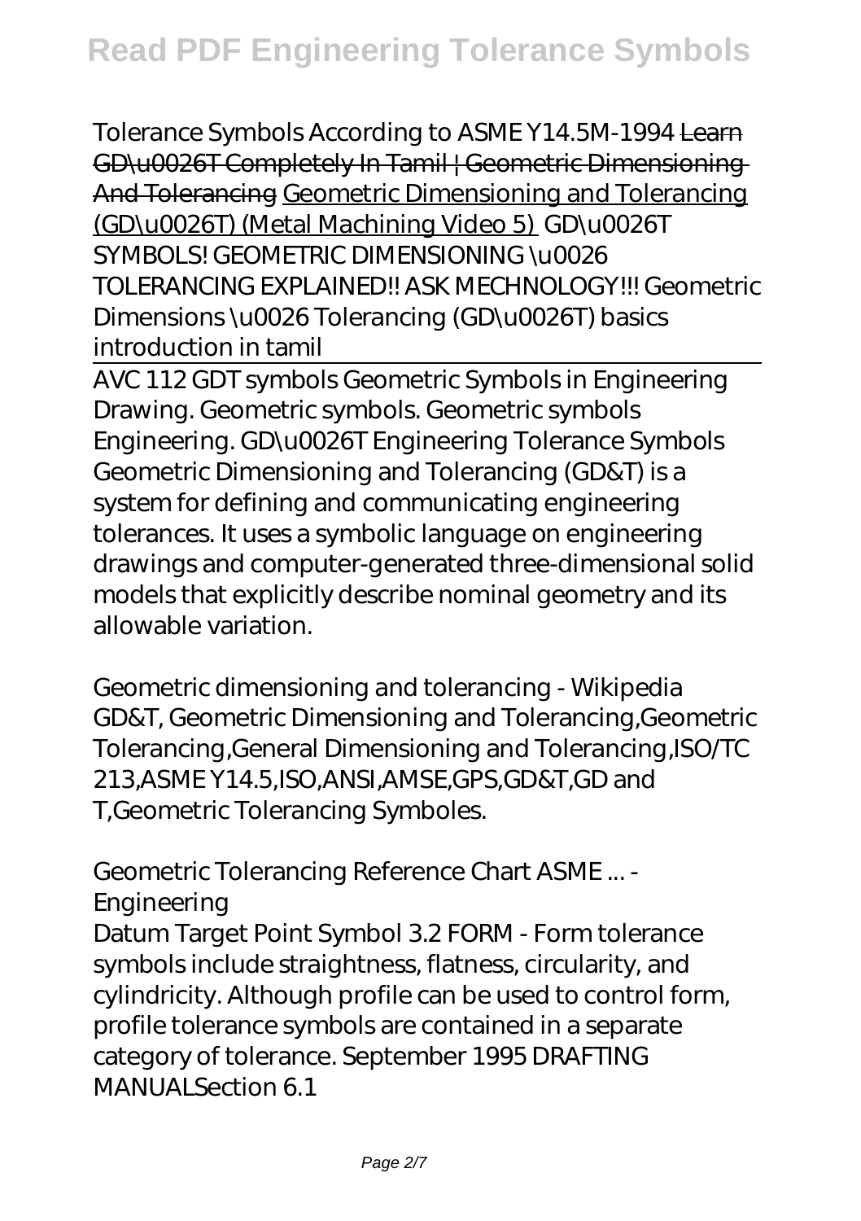*Tolerance Symbols According to ASME Y14.5M-1994* ~~Learn GD\u0026T Completely In Tamil | Geometric Dimensioning And Tolerancing~~ Geometric Dimensioning and Tolerancing (GD\u0026T) (Metal Machining Video 5) *GD\u0026T SYMBOLS! GEOMETRIC DIMENSIONING \u0026 TOLERANCING EXPLAINED!! ASK MECHNOLOGY!!! Geometric Dimensions \u0026 Tolerancing (GD\u0026T) basics introduction in tamil*

---

*AVC 112 GDT symbols Geometric Symbols in Engineering Drawing. Geometric symbols. Geometric symbols Engineering. GD\u0026T Engineering Tolerance Symbols*

Geometric Dimensioning and Tolerancing (GD&T) is a system for defining and communicating engineering tolerances. It uses a symbolic language on engineering drawings and computer-generated three-dimensional solid models that explicitly describe nominal geometry and its allowable variation.

*Geometric dimensioning and tolerancing - Wikipedia*

GD&T, Geometric Dimensioning and Tolerancing,Geometric Tolerancing,General Dimensioning and Tolerancing,ISO/TC 213,ASME Y14.5,ISO,ANSI,AMSE,GPS,GD&T,GD and T,Geometric Tolerancing Symboles.

*Geometric Tolerancing Reference Chart ASME ... - Engineering*

Datum Target Point Symbol 3.2 FORM - Form tolerance symbols include straightness, flatness, circularity, and cylindricity. Although profile can be used to control form, profile tolerance symbols are contained in a separate category of tolerance. September 1995 DRAFTING MANUALSection 6.1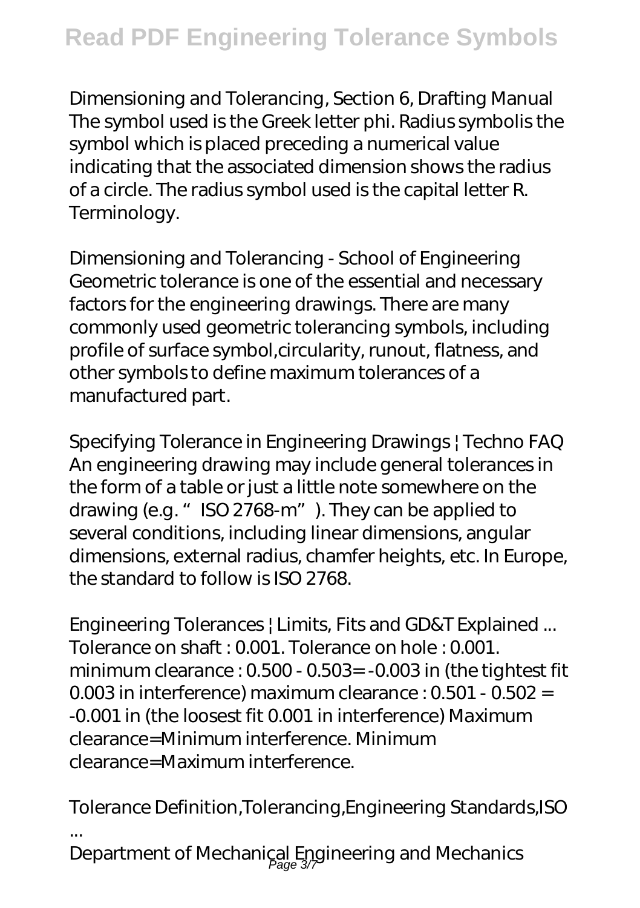*Dimensioning and Tolerancing, Section 6, Drafting Manual*
The symbol used is the Greek letter phi. Radius symbolis the symbol which is placed preceding a numerical value indicating that the associated dimension shows the radius of a circle. The radius symbol used is the capital letter R. Terminology.

*Dimensioning and Tolerancing - School of Engineering*
Geometric tolerance is one of the essential and necessary factors for the engineering drawings. There are many commonly used geometric tolerancing symbols, including profile of surface symbol,circularity, runout, flatness, and other symbols to define maximum tolerances of a manufactured part.

*Specifying Tolerance in Engineering Drawings | Techno FAQ*
An engineering drawing may include general tolerances in the form of a table or just a little note somewhere on the drawing (e.g. " ISO 2768-m" ). They can be applied to several conditions, including linear dimensions, angular dimensions, external radius, chamfer heights, etc. In Europe, the standard to follow is ISO 2768.

*Engineering Tolerances | Limits, Fits and GD&T Explained ...*
Tolerance on shaft : 0.001. Tolerance on hole : 0.001. minimum clearance : 0.500 - 0.503= -0.003 in (the tightest fit 0.003 in interference) maximum clearance : 0.501 - 0.502 = -0.001 in (the loosest fit 0.001 in interference) Maximum clearance=Minimum interference. Minimum clearance=Maximum interference.

*Tolerance Definition,Tolerancing,Engineering Standards,ISO ...*
Department of Mechanical Engineering and Mechanics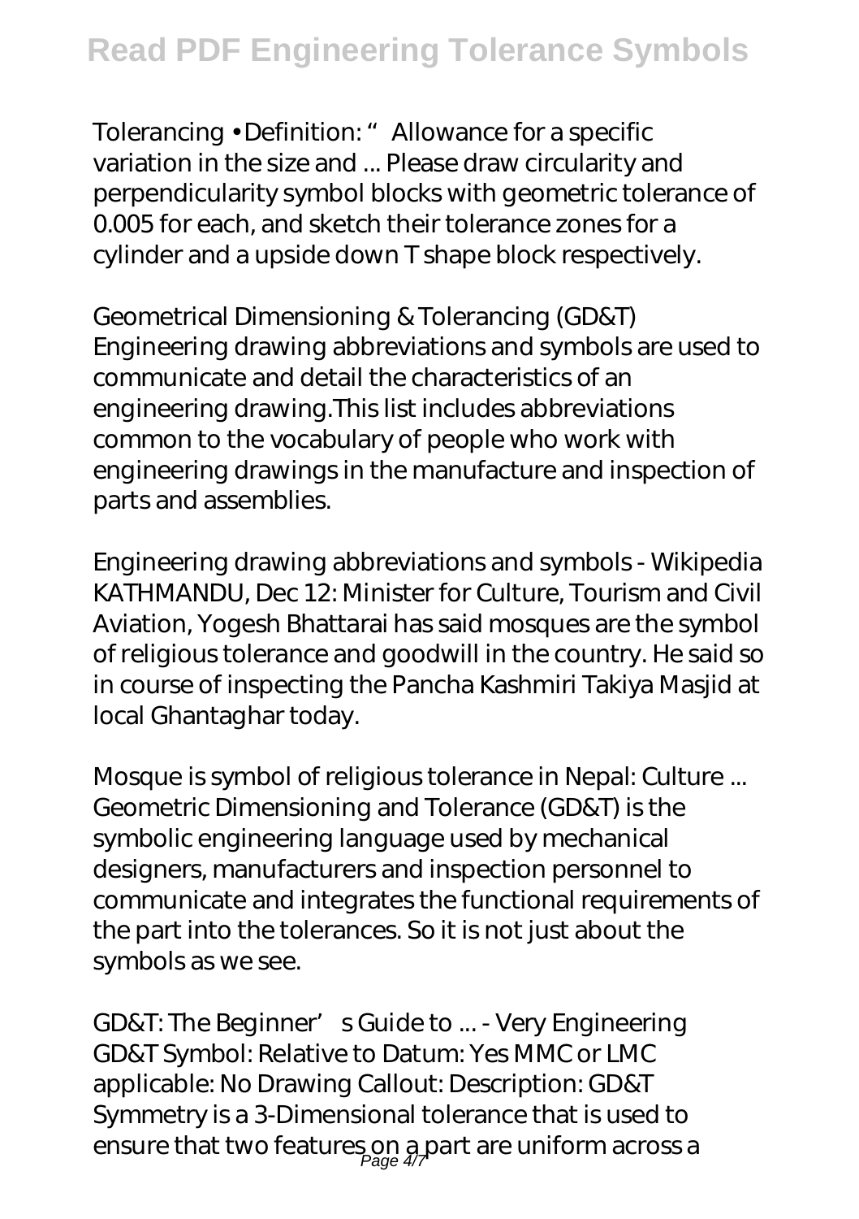Tolerancing • Definition: " Allowance for a specific variation in the size and ... Please draw circularity and perpendicularity symbol blocks with geometric tolerance of 0.005 for each, and sketch their tolerance zones for a cylinder and a upside down T shape block respectively.

Geometrical Dimensioning & Tolerancing (GD&T)
Engineering drawing abbreviations and symbols are used to communicate and detail the characteristics of an engineering drawing.This list includes abbreviations common to the vocabulary of people who work with engineering drawings in the manufacture and inspection of parts and assemblies.

Engineering drawing abbreviations and symbols - Wikipedia
KATHMANDU, Dec 12: Minister for Culture, Tourism and Civil Aviation, Yogesh Bhattarai has said mosques are the symbol of religious tolerance and goodwill in the country. He said so in course of inspecting the Pancha Kashmiri Takiya Masjid at local Ghantaghar today.

Mosque is symbol of religious tolerance in Nepal: Culture ...
Geometric Dimensioning and Tolerance (GD&T) is the symbolic engineering language used by mechanical designers, manufacturers and inspection personnel to communicate and integrates the functional requirements of the part into the tolerances. So it is not just about the symbols as we see.

GD&T: The Beginner's Guide to ... - Very Engineering
GD&T Symbol: Relative to Datum: Yes MMC or LMC applicable: No Drawing Callout: Description: GD&T Symmetry is a 3-Dimensional tolerance that is used to ensure that two features on a part are uniform across a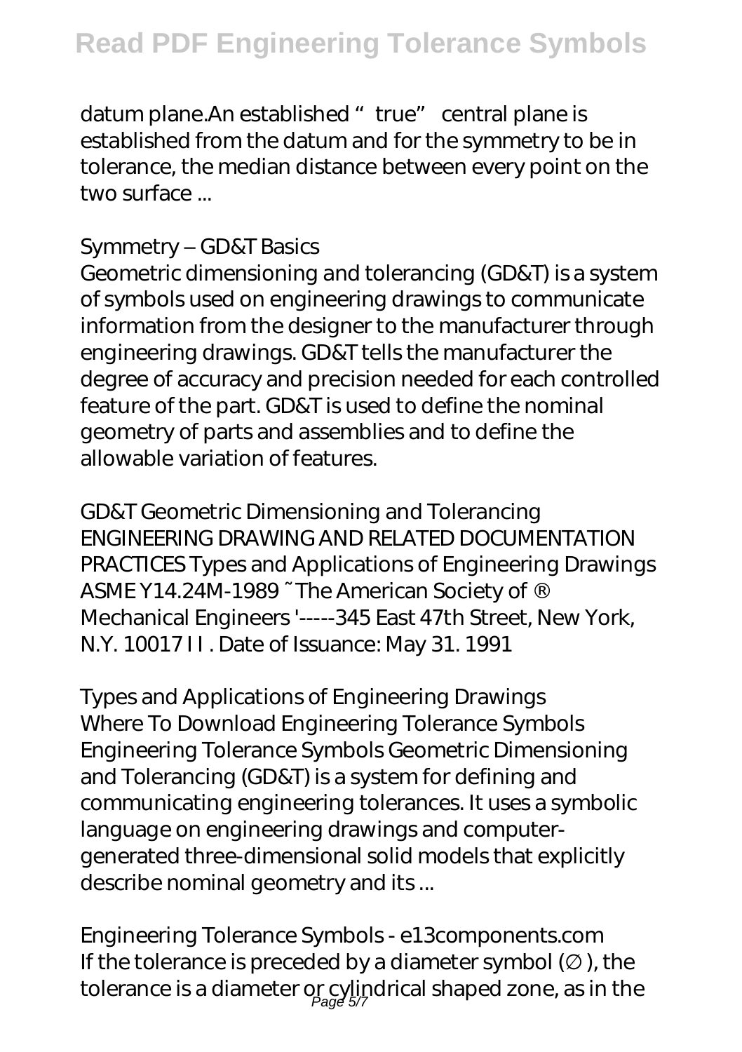datum plane.An established "true" central plane is established from the datum and for the symmetry to be in tolerance, the median distance between every point on the two surface ...

*Symmetry – GD&T Basics*

Geometric dimensioning and tolerancing (GD&T) is a system of symbols used on engineering drawings to communicate information from the designer to the manufacturer through engineering drawings. GD&T tells the manufacturer the degree of accuracy and precision needed for each controlled feature of the part. GD&T is used to define the nominal geometry of parts and assemblies and to define the allowable variation of features.

*GD&T Geometric Dimensioning and Tolerancing*

ENGINEERING DRAWING AND RELATED DOCUMENTATION PRACTICES Types and Applications of Engineering Drawings ASME Y14.24M-1989 ~ The American Society of ® Mechanical Engineers '-----345 East 47th Street, New York, N.Y. 10017 I I . Date of Issuance: May 31. 1991

*Types and Applications of Engineering Drawings*

Where To Download Engineering Tolerance Symbols Engineering Tolerance Symbols Geometric Dimensioning and Tolerancing (GD&T) is a system for defining and communicating engineering tolerances. It uses a symbolic language on engineering drawings and computer-generated three-dimensional solid models that explicitly describe nominal geometry and its ...

*Engineering Tolerance Symbols - e13components.com*

If the tolerance is preceded by a diameter symbol (∅), the tolerance is a diameter or cylindrical shaped zone, as in the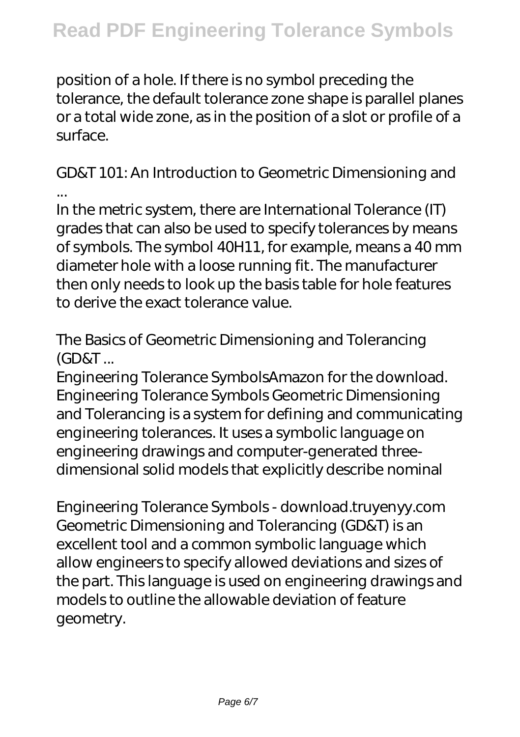position of a hole. If there is no symbol preceding the tolerance, the default tolerance zone shape is parallel planes or a total wide zone, as in the position of a slot or profile of a surface.

*GD&T 101: An Introduction to Geometric Dimensioning and ...*

In the metric system, there are International Tolerance (IT) grades that can also be used to specify tolerances by means of symbols. The symbol 40H11, for example, means a 40 mm diameter hole with a loose running fit. The manufacturer then only needs to look up the basis table for hole features to derive the exact tolerance value.

*The Basics of Geometric Dimensioning and Tolerancing (GD&T ...*

Engineering Tolerance SymbolsAmazon for the download. Engineering Tolerance Symbols Geometric Dimensioning and Tolerancing is a system for defining and communicating engineering tolerances. It uses a symbolic language on engineering drawings and computer-generated three-dimensional solid models that explicitly describe nominal

*Engineering Tolerance Symbols - download.truyenyy.com*

Geometric Dimensioning and Tolerancing (GD&T) is an excellent tool and a common symbolic language which allow engineers to specify allowed deviations and sizes of the part. This language is used on engineering drawings and models to outline the allowable deviation of feature geometry.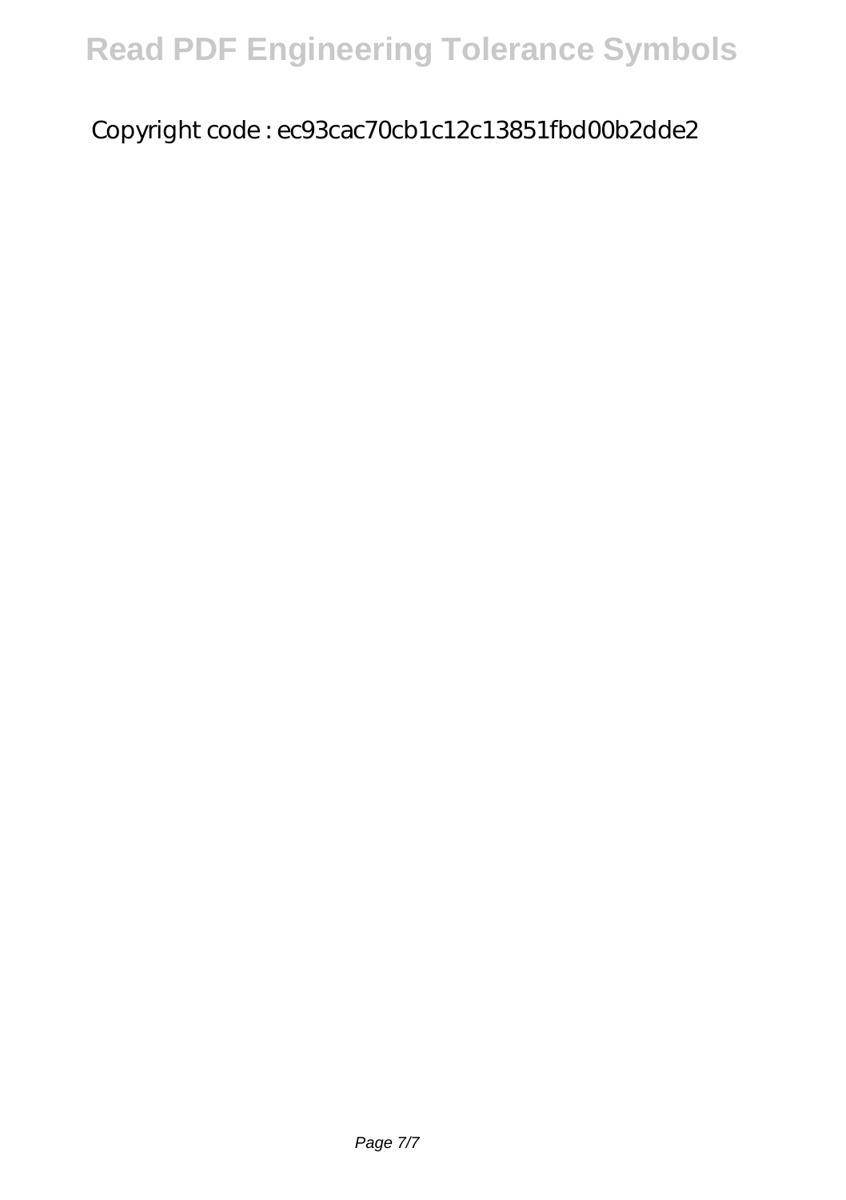Copyright code : ec93cac70cb1c12c13851fbd00b2dde2